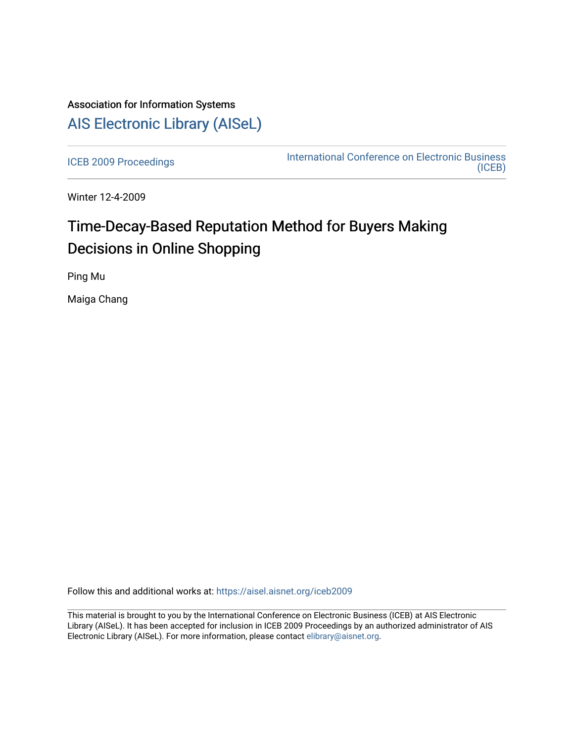Association for Information Systems

# AIS Electronic Library (AISeL)

ICEB 2009 Proceedings

International Conference on Electronic Business (ICEB)

Winter 12-4-2009

## Time-Decay-Based Reputation Method for Buyers Making Decisions in Online Shopping

Ping Mu

Maiga Chang

Follow this and additional works at: https://aisel.aisnet.org/iceb2009

This material is brought to you by the International Conference on Electronic Business (ICEB) at AIS Electronic Library (AISeL). It has been accepted for inclusion in ICEB 2009 Proceedings by an authorized administrator of AIS Electronic Library (AISeL). For more information, please contact elibrary@aisnet.org.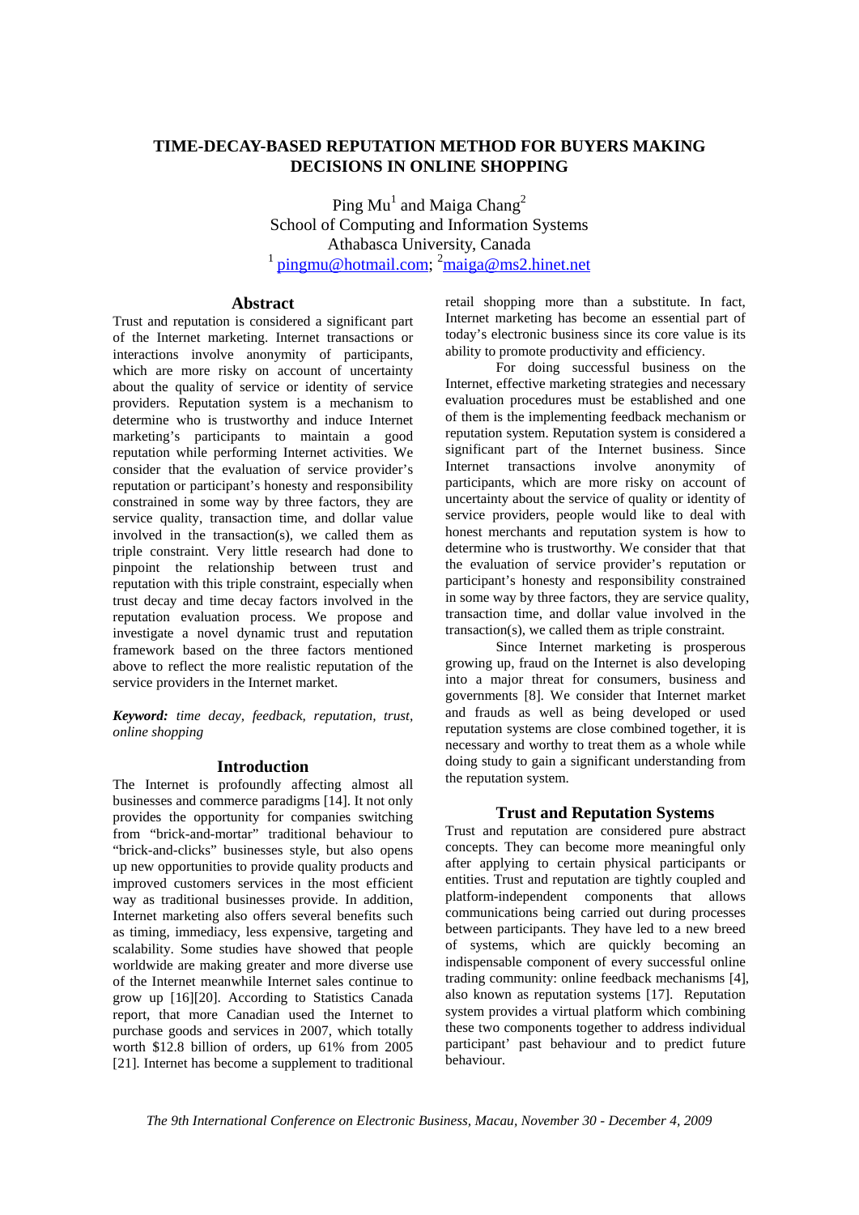# TIME-DECAY-BASED REPUTATION METHOD FOR BUYERS MAKING DECISIONS IN ONLINE SHOPPING

Ping Mu[1] and Maiga Chang[2]
School of Computing and Information Systems
Athabasca University, Canada
[1] pingmu@hotmail.com; [2] maiga@ms2.hinet.net

## Abstract

Trust and reputation is considered a significant part of the Internet marketing. Internet transactions or interactions involve anonymity of participants, which are more risky on account of uncertainty about the quality of service or identity of service providers. Reputation system is a mechanism to determine who is trustworthy and induce Internet marketing's participants to maintain a good reputation while performing Internet activities. We consider that the evaluation of service provider's reputation or participant's honesty and responsibility constrained in some way by three factors, they are service quality, transaction time, and dollar value involved in the transaction(s), we called them as triple constraint. Very little research had done to pinpoint the relationship between trust and reputation with this triple constraint, especially when trust decay and time decay factors involved in the reputation evaluation process. We propose and investigate a novel dynamic trust and reputation framework based on the three factors mentioned above to reflect the more realistic reputation of the service providers in the Internet market.

***Keyword:*** *time decay, feedback, reputation, trust, online shopping*

## Introduction

The Internet is profoundly affecting almost all businesses and commerce paradigms [14]. It not only provides the opportunity for companies switching from "brick-and-mortar" traditional behaviour to "brick-and-clicks" businesses style, but also opens up new opportunities to provide quality products and improved customers services in the most efficient way as traditional businesses provide. In addition, Internet marketing also offers several benefits such as timing, immediacy, less expensive, targeting and scalability. Some studies have showed that people worldwide are making greater and more diverse use of the Internet meanwhile Internet sales continue to grow up [16][20]. According to Statistics Canada report, that more Canadian used the Internet to purchase goods and services in 2007, which totally worth $12.8 billion of orders, up 61% from 2005 [21]. Internet has become a supplement to traditional retail shopping more than a substitute. In fact, Internet marketing has become an essential part of today's electronic business since its core value is its ability to promote productivity and efficiency.

For doing successful business on the Internet, effective marketing strategies and necessary evaluation procedures must be established and one of them is the implementing feedback mechanism or reputation system. Reputation system is considered a significant part of the Internet business. Since Internet transactions involve anonymity of participants, which are more risky on account of uncertainty about the service of quality or identity of service providers, people would like to deal with honest merchants and reputation system is how to determine who is trustworthy. We consider that the evaluation of service provider's reputation or participant's honesty and responsibility constrained in some way by three factors, they are service quality, transaction time, and dollar value involved in the transaction(s), we called them as triple constraint.

Since Internet marketing is prosperous growing up, fraud on the Internet is also developing into a major threat for consumers, business and governments [8]. We consider that Internet market and frauds as well as being developed or used reputation systems are close combined together, it is necessary and worthy to treat them as a whole while doing study to gain a significant understanding from the reputation system.

## Trust and Reputation Systems

Trust and reputation are considered pure abstract concepts. They can become more meaningful only after applying to certain physical participants or entities. Trust and reputation are tightly coupled and platform-independent components that allows communications being carried out during processes between participants. They have led to a new breed of systems, which are quickly becoming an indispensable component of every successful online trading community: online feedback mechanisms [4], also known as reputation systems [17]. Reputation system provides a virtual platform which combining these two components together to address individual participant' past behaviour and to predict future behaviour.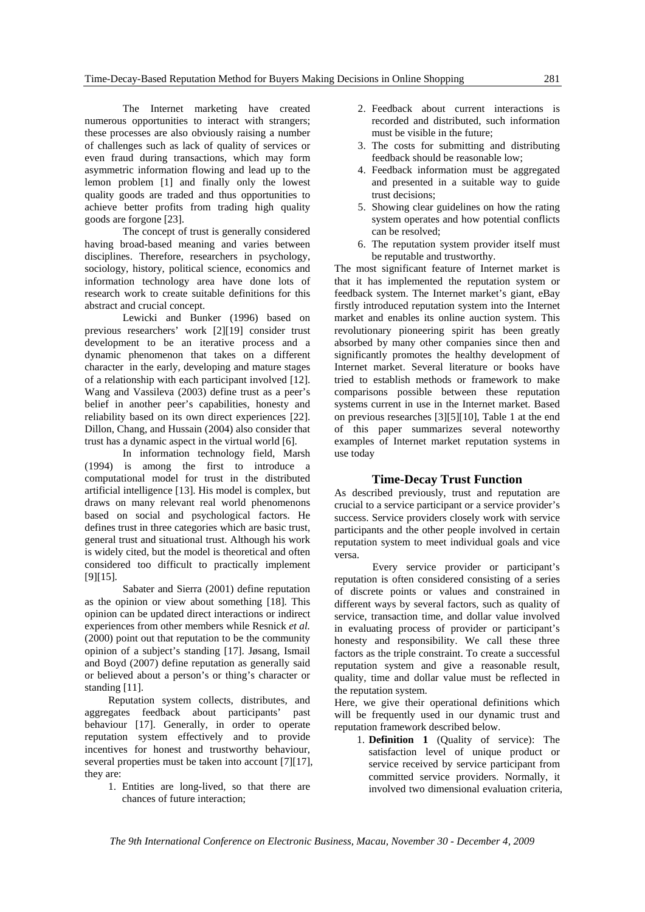The Internet marketing have created numerous opportunities to interact with strangers; these processes are also obviously raising a number of challenges such as lack of quality of services or even fraud during transactions, which may form asymmetric information flowing and lead up to the lemon problem [1] and finally only the lowest quality goods are traded and thus opportunities to achieve better profits from trading high quality goods are forgone [23].

The concept of trust is generally considered having broad-based meaning and varies between disciplines. Therefore, researchers in psychology, sociology, history, political science, economics and information technology area have done lots of research work to create suitable definitions for this abstract and crucial concept.

Lewicki and Bunker (1996) based on previous researchers' work [2][19] consider trust development to be an iterative process and a dynamic phenomenon that takes on a different character in the early, developing and mature stages of a relationship with each participant involved [12]. Wang and Vassileva (2003) define trust as a peer's belief in another peer's capabilities, honesty and reliability based on its own direct experiences [22]. Dillon, Chang, and Hussain (2004) also consider that trust has a dynamic aspect in the virtual world [6].

In information technology field, Marsh (1994) is among the first to introduce a computational model for trust in the distributed artificial intelligence [13]. His model is complex, but draws on many relevant real world phenomenons based on social and psychological factors. He defines trust in three categories which are basic trust, general trust and situational trust. Although his work is widely cited, but the model is theoretical and often considered too difficult to practically implement [9][15].

Sabater and Sierra (2001) define reputation as the opinion or view about something [18]. This opinion can be updated direct interactions or indirect experiences from other members while Resnick *et al.* (2000) point out that reputation to be the community opinion of a subject's standing [17]. Jøsang, Ismail and Boyd (2007) define reputation as generally said or believed about a person's or thing's character or standing [11].

Reputation system collects, distributes, and aggregates feedback about participants' past behaviour [17]. Generally, in order to operate reputation system effectively and to provide incentives for honest and trustworthy behaviour, several properties must be taken into account [7][17], they are:

1. Entities are long-lived, so that there are chances of future interaction;
2. Feedback about current interactions is recorded and distributed, such information must be visible in the future;
3. The costs for submitting and distributing feedback should be reasonable low;
4. Feedback information must be aggregated and presented in a suitable way to guide trust decisions;
5. Showing clear guidelines on how the rating system operates and how potential conflicts can be resolved;
6. The reputation system provider itself must be reputable and trustworthy.

The most significant feature of Internet market is that it has implemented the reputation system or feedback system. The Internet market's giant, eBay firstly introduced reputation system into the Internet market and enables its online auction system. This revolutionary pioneering spirit has been greatly absorbed by many other companies since then and significantly promotes the healthy development of Internet market. Several literature or books have tried to establish methods or framework to make comparisons possible between these reputation systems current in use in the Internet market. Based on previous researches [3][5][10], Table 1 at the end of this paper summarizes several noteworthy examples of Internet market reputation systems in use today

## Time-Decay Trust Function

As described previously, trust and reputation are crucial to a service participant or a service provider's success. Service providers closely work with service participants and the other people involved in certain reputation system to meet individual goals and vice versa.

Every service provider or participant's reputation is often considered consisting of a series of discrete points or values and constrained in different ways by several factors, such as quality of service, transaction time, and dollar value involved in evaluating process of provider or participant's honesty and responsibility. We call these three factors as the triple constraint. To create a successful reputation system and give a reasonable result, quality, time and dollar value must be reflected in the reputation system.

Here, we give their operational definitions which will be frequently used in our dynamic trust and reputation framework described below.

1. **Definition 1** (Quality of service): The satisfaction level of unique product or service received by service participant from committed service providers. Normally, it involved two dimensional evaluation criteria,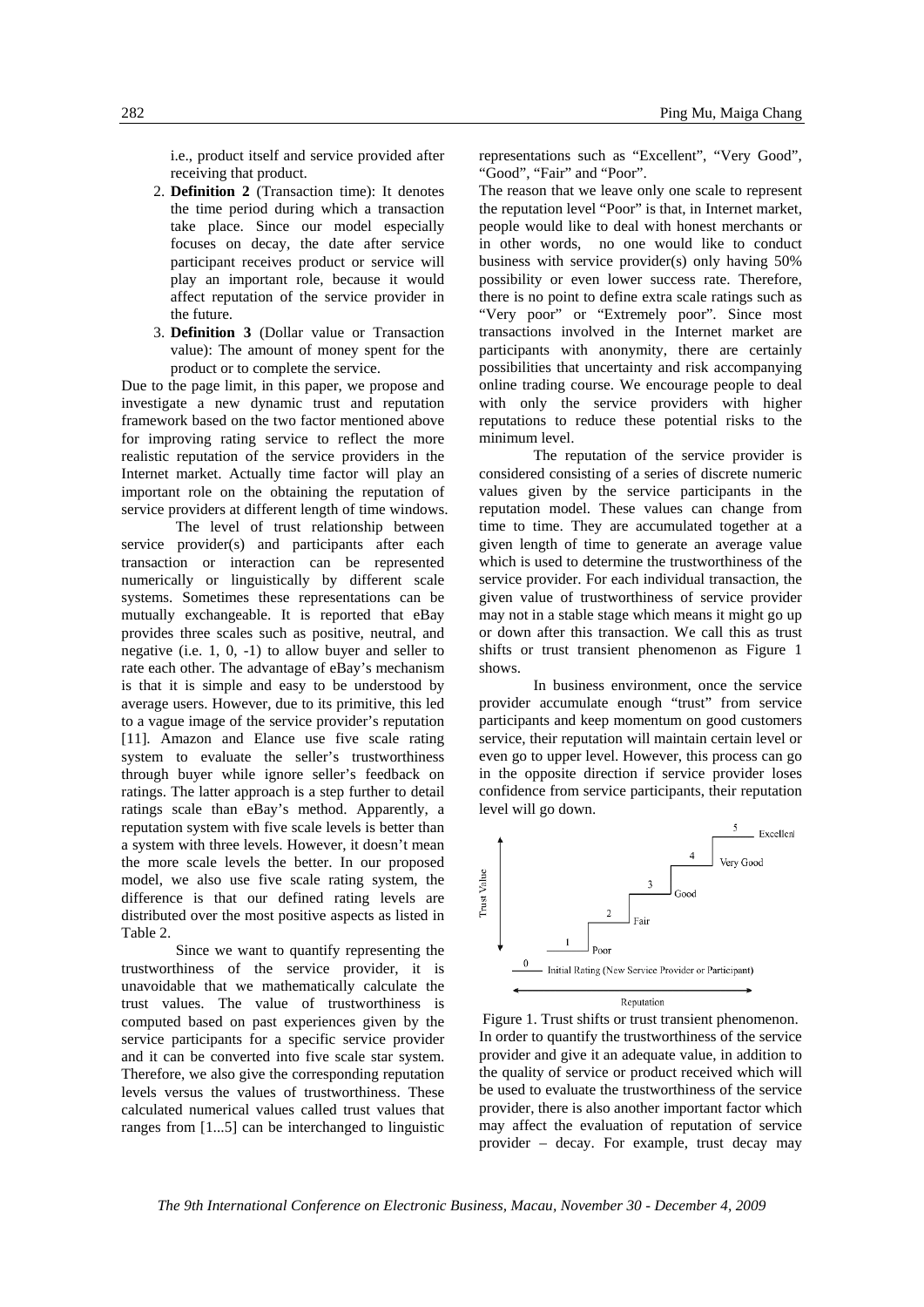i.e., product itself and service provided after receiving that product.

2. **Definition 2** (Transaction time): It denotes the time period during which a transaction take place. Since our model especially focuses on decay, the date after service participant receives product or service will play an important role, because it would affect reputation of the service provider in the future.
3. **Definition 3** (Dollar value or Transaction value): The amount of money spent for the product or to complete the service.

Due to the page limit, in this paper, we propose and investigate a new dynamic trust and reputation framework based on the two factor mentioned above for improving rating service to reflect the more realistic reputation of the service providers in the Internet market. Actually time factor will play an important role on the obtaining the reputation of service providers at different length of time windows.

The level of trust relationship between service provider(s) and participants after each transaction or interaction can be represented numerically or linguistically by different scale systems. Sometimes these representations can be mutually exchangeable. It is reported that eBay provides three scales such as positive, neutral, and negative (i.e. 1, 0, -1) to allow buyer and seller to rate each other. The advantage of eBay's mechanism is that it is simple and easy to be understood by average users. However, due to its primitive, this led to a vague image of the service provider's reputation [11]. Amazon and Elance use five scale rating system to evaluate the seller's trustworthiness through buyer while ignore seller's feedback on ratings. The latter approach is a step further to detail ratings scale than eBay's method. Apparently, a reputation system with five scale levels is better than a system with three levels. However, it doesn't mean the more scale levels the better. In our proposed model, we also use five scale rating system, the difference is that our defined rating levels are distributed over the most positive aspects as listed in Table 2.

Since we want to quantify representing the trustworthiness of the service provider, it is unavoidable that we mathematically calculate the trust values. The value of trustworthiness is computed based on past experiences given by the service participants for a specific service provider and it can be converted into five scale star system. Therefore, we also give the corresponding reputation levels versus the values of trustworthiness. These calculated numerical values called trust values that ranges from [1...5] can be interchanged to linguistic representations such as "Excellent", "Very Good", "Good", "Fair" and "Poor".

The reason that we leave only one scale to represent the reputation level "Poor" is that, in Internet market, people would like to deal with honest merchants or in other words, no one would like to conduct business with service provider(s) only having 50% possibility or even lower success rate. Therefore, there is no point to define extra scale ratings such as "Very poor" or "Extremely poor". Since most transactions involved in the Internet market are participants with anonymity, there are certainly possibilities that uncertainty and risk accompanying online trading course. We encourage people to deal with only the service providers with higher reputations to reduce these potential risks to the minimum level.

The reputation of the service provider is considered consisting of a series of discrete numeric values given by the service participants in the reputation model. These values can change from time to time. They are accumulated together at a given length of time to generate an average value which is used to determine the trustworthiness of the service provider. For each individual transaction, the given value of trustworthiness of service provider may not in a stable stage which means it might go up or down after this transaction. We call this as trust shifts or trust transient phenomenon as Figure 1 shows.

In business environment, once the service provider accumulate enough "trust" from service participants and keep momentum on good customers service, their reputation will maintain certain level or even go to upper level. However, this process can go in the opposite direction if service provider loses confidence from service participants, their reputation level will go down.

Figure 1. Trust shifts or trust transient phenomenon.

In order to quantify the trustworthiness of the service provider and give it an adequate value, in addition to the quality of service or product received which will be used to evaluate the trustworthiness of the service provider, there is also another important factor which may affect the evaluation of reputation of service provider – decay. For example, trust decay may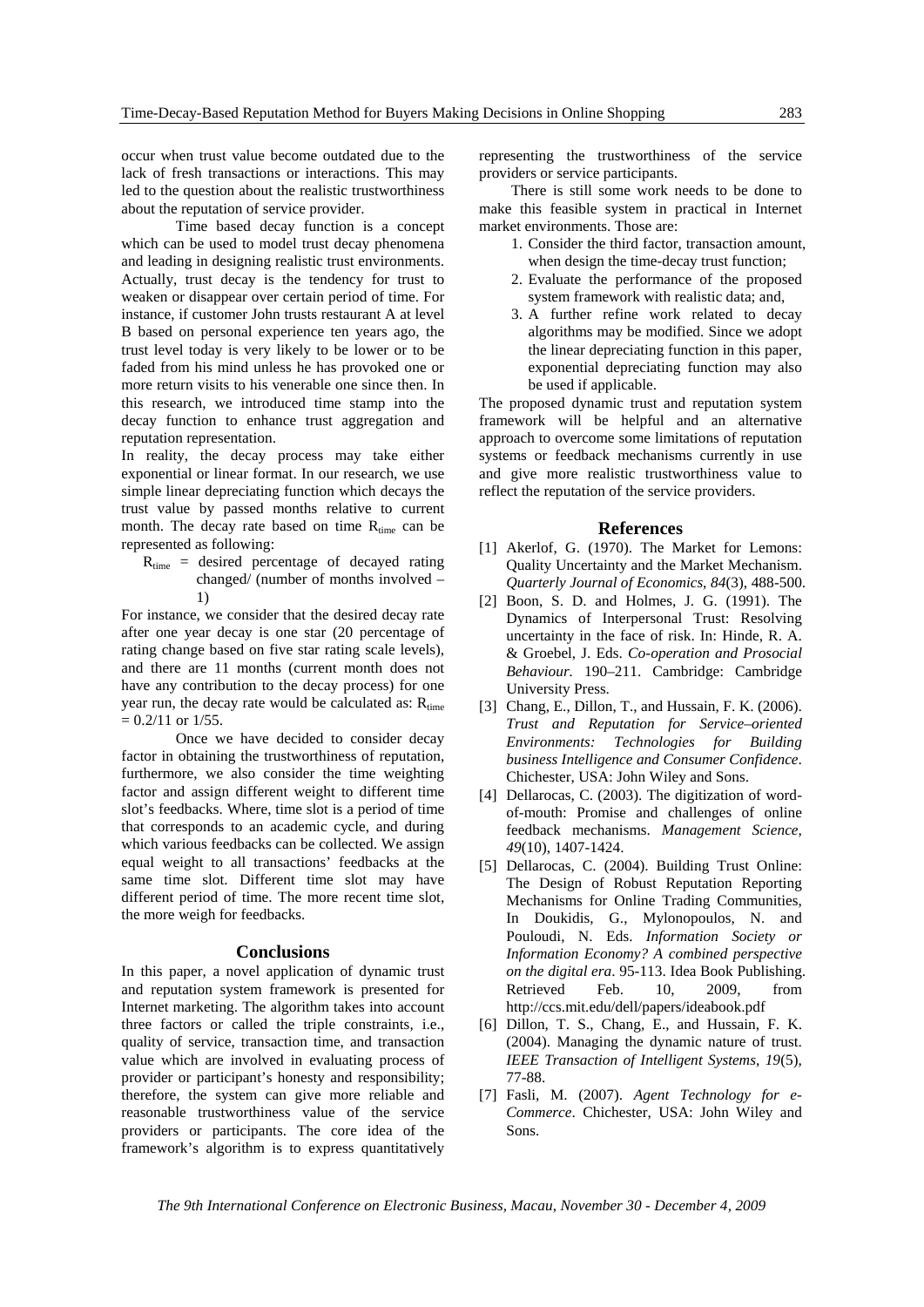occur when trust value become outdated due to the lack of fresh transactions or interactions. This may led to the question about the realistic trustworthiness about the reputation of service provider.

Time based decay function is a concept which can be used to model trust decay phenomena and leading in designing realistic trust environments. Actually, trust decay is the tendency for trust to weaken or disappear over certain period of time. For instance, if customer John trusts restaurant A at level B based on personal experience ten years ago, the trust level today is very likely to be lower or to be faded from his mind unless he has provoked one or more return visits to his venerable one since then. In this research, we introduced time stamp into the decay function to enhance trust aggregation and reputation representation.

In reality, the decay process may take either exponential or linear format. In our research, we use simple linear depreciating function which decays the trust value by passed months relative to current month. The decay rate based on time $R_{time}$ can be represented as following:

$R_{time}$ = desired percentage of decayed rating changed/ (number of months involved – 1)

For instance, we consider that the desired decay rate after one year decay is one star (20 percentage of rating change based on five star rating scale levels), and there are 11 months (current month does not have any contribution to the decay process) for one year run, the decay rate would be calculated as: $R_{time} = 0.2/11$ or 1/55.

Once we have decided to consider decay factor in obtaining the trustworthiness of reputation, furthermore, we also consider the time weighting factor and assign different weight to different time slot's feedbacks. Where, time slot is a period of time that corresponds to an academic cycle, and during which various feedbacks can be collected. We assign equal weight to all transactions' feedbacks at the same time slot. Different time slot may have different period of time. The more recent time slot, the more weigh for feedbacks.

## Conclusions

In this paper, a novel application of dynamic trust and reputation system framework is presented for Internet marketing. The algorithm takes into account three factors or called the triple constraints, i.e., quality of service, transaction time, and transaction value which are involved in evaluating process of provider or participant's honesty and responsibility; therefore, the system can give more reliable and reasonable trustworthiness value of the service providers or participants. The core idea of the framework's algorithm is to express quantitatively representing the trustworthiness of the service providers or service participants.

There is still some work needs to be done to make this feasible system in practical in Internet market environments. Those are:

1. Consider the third factor, transaction amount, when design the time-decay trust function;
2. Evaluate the performance of the proposed system framework with realistic data; and,
3. A further refine work related to decay algorithms may be modified. Since we adopt the linear depreciating function in this paper, exponential depreciating function may also be used if applicable.

The proposed dynamic trust and reputation system framework will be helpful and an alternative approach to overcome some limitations of reputation systems or feedback mechanisms currently in use and give more realistic trustworthiness value to reflect the reputation of the service providers.

## References

[1] Akerlof, G. (1970). The Market for Lemons: Quality Uncertainty and the Market Mechanism. *Quarterly Journal of Economics*, *84*(3), 488-500.

[2] Boon, S. D. and Holmes, J. G. (1991). The Dynamics of Interpersonal Trust: Resolving uncertainty in the face of risk. In: Hinde, R. A. & Groebel, J. Eds. *Co-operation and Prosocial Behaviour*. 190–211. Cambridge: Cambridge University Press.

[3] Chang, E., Dillon, T., and Hussain, F. K. (2006). *Trust and Reputation for Service–oriented Environments: Technologies for Building business Intelligence and Consumer Confidence*. Chichester, USA: John Wiley and Sons.

[4] Dellarocas, C. (2003). The digitization of word-of-mouth: Promise and challenges of online feedback mechanisms. *Management Science*, *49*(10), 1407-1424.

[5] Dellarocas, C. (2004). Building Trust Online: The Design of Robust Reputation Reporting Mechanisms for Online Trading Communities, In Doukidis, G., Mylonopoulos, N. and Pouloudi, N. Eds. *Information Society or Information Economy? A combined perspective on the digital era*. 95-113. Idea Book Publishing. Retrieved Feb. 10, 2009, from http://ccs.mit.edu/dell/papers/ideabook.pdf

[6] Dillon, T. S., Chang, E., and Hussain, F. K. (2004). Managing the dynamic nature of trust. *IEEE Transaction of Intelligent Systems*, *19*(5), 77-88.

[7] Fasli, M. (2007). *Agent Technology for e-Commerce*. Chichester, USA: John Wiley and Sons.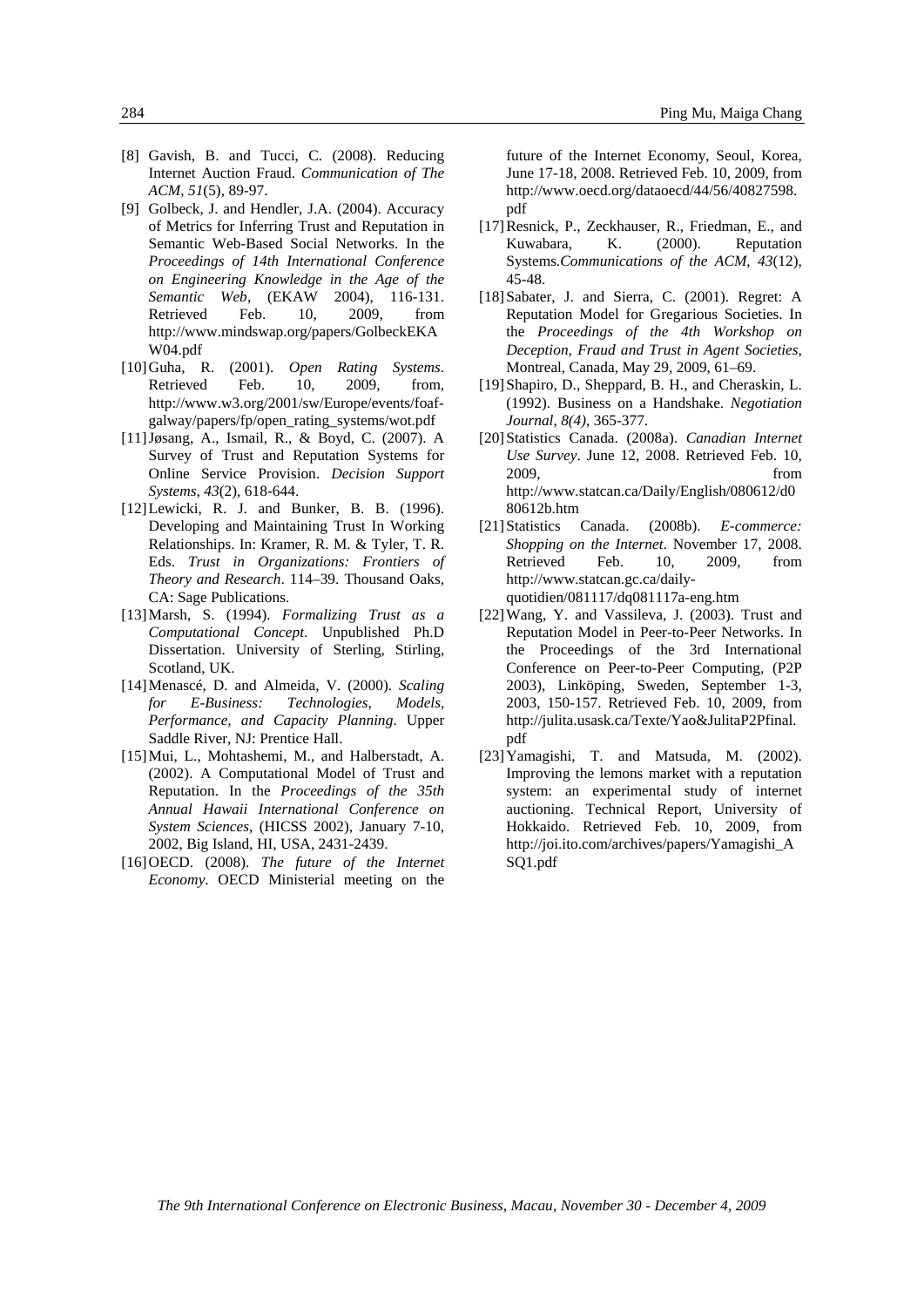[8] Gavish, B. and Tucci, C. (2008). Reducing Internet Auction Fraud. *Communication of The ACM*, *51*(5), 89-97.

[9] Golbeck, J. and Hendler, J.A. (2004). Accuracy of Metrics for Inferring Trust and Reputation in Semantic Web-Based Social Networks. In the *Proceedings of 14th International Conference on Engineering Knowledge in the Age of the Semantic Web*, (EKAW 2004), 116-131. Retrieved Feb. 10, 2009, from http://www.mindswap.org/papers/GolbeckEKAW04.pdf

[10] Guha, R. (2001). *Open Rating Systems*. Retrieved Feb. 10, 2009, from, http://www.w3.org/2001/sw/Europe/events/foaf-galway/papers/fp/open_rating_systems/wot.pdf

[11] Jøsang, A., Ismail, R., & Boyd, C. (2007). A Survey of Trust and Reputation Systems for Online Service Provision. *Decision Support Systems*, *43*(2), 618-644.

[12] Lewicki, R. J. and Bunker, B. B. (1996). Developing and Maintaining Trust In Working Relationships. In: Kramer, R. M. & Tyler, T. R. Eds. *Trust in Organizations: Frontiers of Theory and Research*. 114–39. Thousand Oaks, CA: Sage Publications.

[13] Marsh, S. (1994). *Formalizing Trust as a Computational Concept*. Unpublished Ph.D Dissertation. University of Sterling, Stirling, Scotland, UK.

[14] Menascé, D. and Almeida, V. (2000). *Scaling for E-Business: Technologies, Models, Performance, and Capacity Planning*. Upper Saddle River, NJ: Prentice Hall.

[15] Mui, L., Mohtashemi, M., and Halberstadt, A. (2002). A Computational Model of Trust and Reputation. In the *Proceedings of the 35th Annual Hawaii International Conference on System Sciences*, (HICSS 2002), January 7-10, 2002, Big Island, HI, USA, 2431-2439.

[16] OECD. (2008). *The future of the Internet Economy*. OECD Ministerial meeting on the future of the Internet Economy, Seoul, Korea, June 17-18, 2008. Retrieved Feb. 10, 2009, from http://www.oecd.org/dataoecd/44/56/40827598.pdf

[17] Resnick, P., Zeckhauser, R., Friedman, E., and Kuwabara, K. (2000). Reputation Systems.*Communications of the ACM*, *43*(12), 45-48.

[18] Sabater, J. and Sierra, C. (2001). Regret: A Reputation Model for Gregarious Societies. In the *Proceedings of the 4th Workshop on Deception, Fraud and Trust in Agent Societies*, Montreal, Canada, May 29, 2009, 61–69.

[19] Shapiro, D., Sheppard, B. H., and Cheraskin, L. (1992). Business on a Handshake. *Negotiation Journal*, *8(4)*, 365-377.

[20] Statistics Canada. (2008a). *Canadian Internet Use Survey*. June 12, 2008. Retrieved Feb. 10, 2009, from http://www.statcan.ca/Daily/English/080612/d080612b.htm

[21] Statistics Canada. (2008b). *E-commerce: Shopping on the Internet*. November 17, 2008. Retrieved Feb. 10, 2009, from http://www.statcan.gc.ca/daily-quotidien/081117/dq081117a-eng.htm

[22] Wang, Y. and Vassileva, J. (2003). Trust and Reputation Model in Peer-to-Peer Networks. In the Proceedings of the 3rd International Conference on Peer-to-Peer Computing, (P2P 2003), Linköping, Sweden, September 1-3, 2003, 150-157. Retrieved Feb. 10, 2009, from http://julita.usask.ca/Texte/Yao&JulitaP2Pfinal.pdf

[23] Yamagishi, T. and Matsuda, M. (2002). Improving the lemons market with a reputation system: an experimental study of internet auctioning. Technical Report, University of Hokkaido. Retrieved Feb. 10, 2009, from http://joi.ito.com/archives/papers/Yamagishi_ASQ1.pdf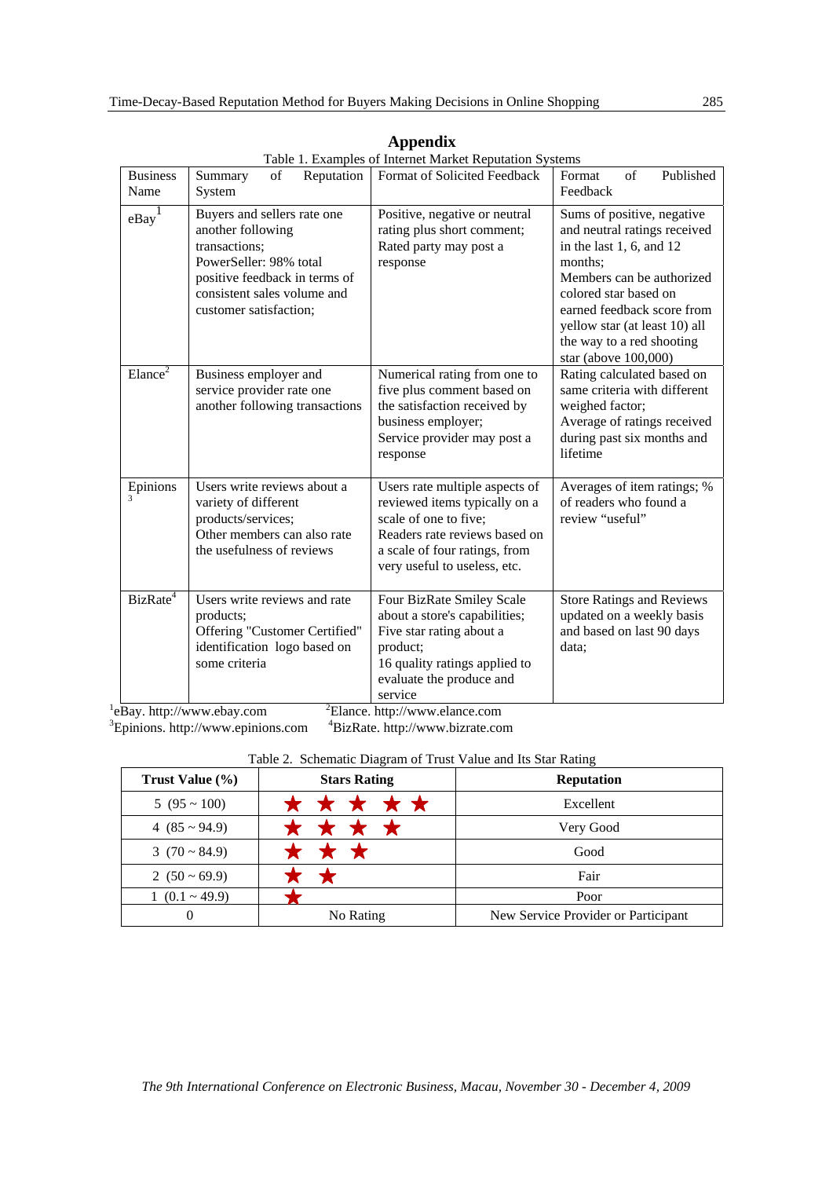## Appendix

Table 1. Examples of Internet Market Reputation Systems

| Business Name | Summary of Reputation System | Format of Solicited Feedback | Format of Published Feedback |
|---|---|---|---|
| eBay[1] | Buyers and sellers rate one another following transactions; PowerSeller: 98% total positive feedback in terms of consistent sales volume and customer satisfaction; | Positive, negative or neutral rating plus short comment; Rated party may post a response | Sums of positive, negative and neutral ratings received in the last 1, 6, and 12 months; Members can be authorized colored star based on earned feedback score from yellow star (at least 10) all the way to a red shooting star (above 100,000) |
| Elance[2] | Business employer and service provider rate one another following transactions | Numerical rating from one to five plus comment based on the satisfaction received by business employer; Service provider may post a response | Rating calculated based on same criteria with different weighed factor; Average of ratings received during past six months and lifetime |
| Epinions[3] | Users write reviews about a variety of different products/services; Other members can also rate the usefulness of reviews | Users rate multiple aspects of reviewed items typically on a scale of one to five; Readers rate reviews based on a scale of four ratings, from very useful to useless, etc. | Averages of item ratings; % of readers who found a review "useful" |
| BizRate[4] | Users write reviews and rate products; Offering "Customer Certified" identification logo based on some criteria | Four BizRate Smiley Scale about a store's capabilities; Five star rating about a product; 16 quality ratings applied to evaluate the produce and service | Store Ratings and Reviews updated on a weekly basis and based on last 90 days data; |

[1]eBay. http://www.ebay.com [2]Elance. http://www.elance.com
[3]Epinions. http://www.epinions.com [4]BizRate. http://www.bizrate.com

Table 2. Schematic Diagram of Trust Value and Its Star Rating

| Trust Value (%) | Stars Rating | Reputation |
|---|---|---|
| 5 (95 ~ 100) | ★ ★ ★ ★ ★ | Excellent |
| 4 (85 ~ 94.9) | ★ ★ ★ ★ | Very Good |
| 3 (70 ~ 84.9) | ★ ★ ★ | Good |
| 2 (50 ~ 69.9) | ★ ★ | Fair |
| 1 (0.1 ~ 49.9) | ★ | Poor |
| 0 | No Rating | New Service Provider or Participant |